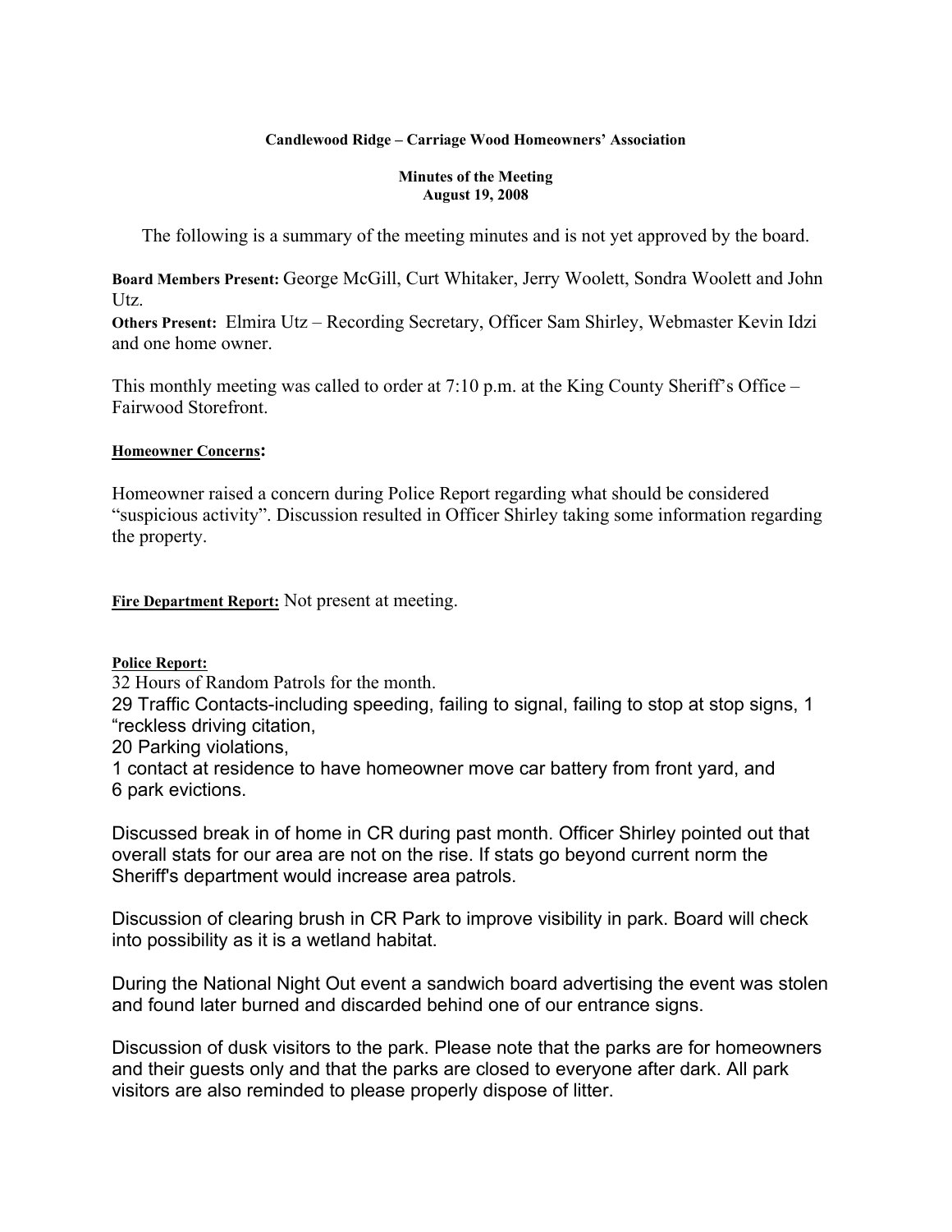**Candlewood Ridge – Carriage Wood Homeowners' Association**

**Minutes of the Meeting**
**August 19, 2008**

The following is a summary of the meeting minutes and is not yet approved by the board.

**Board Members Present:** George McGill, Curt Whitaker, Jerry Woolett, Sondra Woolett and John Utz.
**Others Present:** Elmira Utz – Recording Secretary, Officer Sam Shirley, Webmaster Kevin Idzi and one home owner.

This monthly meeting was called to order at 7:10 p.m. at the King County Sheriff's Office – Fairwood Storefront.

**Homeowner Concerns:**

Homeowner raised a concern during Police Report regarding what should be considered "suspicious activity". Discussion resulted in Officer Shirley taking some information regarding the property.

**Fire Department Report:** Not present at meeting.

**Police Report:**
32 Hours of Random Patrols for the month.
29 Traffic Contacts-including speeding, failing to signal, failing to stop at stop signs, 1 "reckless driving citation,
20 Parking violations,
1 contact at residence to have homeowner move car battery from front yard, and
6 park evictions.

Discussed break in of home in CR during past month. Officer Shirley pointed out that overall stats for our area are not on the rise. If stats go beyond current norm the Sheriff's department would increase area patrols.

Discussion of clearing brush in CR Park to improve visibility in park. Board will check into possibility as it is a wetland habitat.

During the National Night Out event a sandwich board advertising the event was stolen and found later burned and discarded behind one of our entrance signs.

Discussion of dusk visitors to the park. Please note that the parks are for homeowners and their guests only and that the parks are closed to everyone after dark. All park visitors are also reminded to please properly dispose of litter.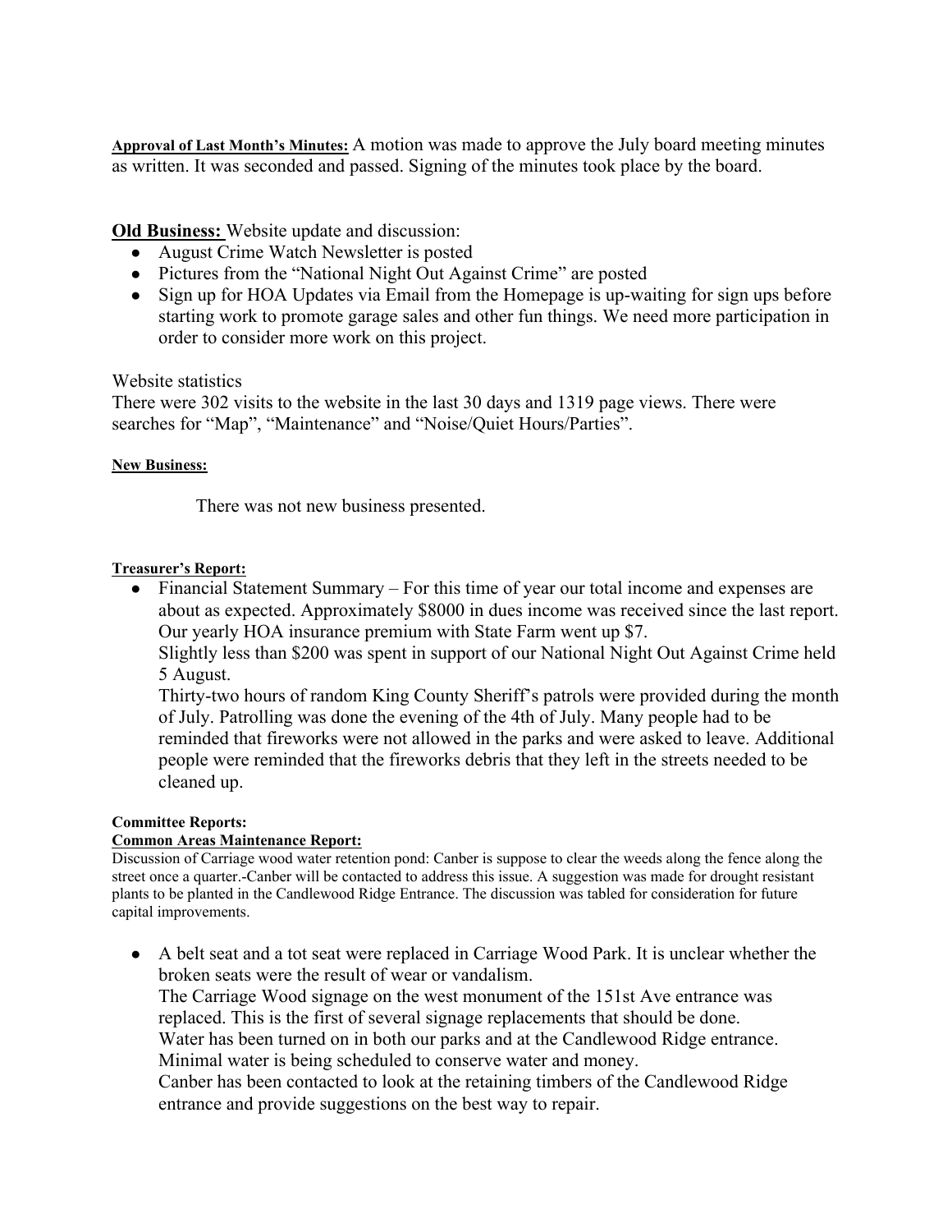**Approval of Last Month's Minutes:** A motion was made to approve the July board meeting minutes as written. It was seconded and passed. Signing of the minutes took place by the board.

**Old Business:** Website update and discussion:

- August Crime Watch Newsletter is posted
- Pictures from the "National Night Out Against Crime" are posted
- Sign up for HOA Updates via Email from the Homepage is up-waiting for sign ups before starting work to promote garage sales and other fun things. We need more participation in order to consider more work on this project.

Website statistics

There were 302 visits to the website in the last 30 days and 1319 page views. There were searches for "Map", "Maintenance" and "Noise/Quiet Hours/Parties".

**New Business:**

There was not new business presented.

**Treasurer's Report:**

- Financial Statement Summary – For this time of year our total income and expenses are about as expected. Approximately $8000 in dues income was received since the last report. Our yearly HOA insurance premium with State Farm went up $7.

  Slightly less than $200 was spent in support of our National Night Out Against Crime held 5 August.

  Thirty-two hours of random King County Sheriff's patrols were provided during the month of July. Patrolling was done the evening of the 4th of July. Many people had to be reminded that fireworks were not allowed in the parks and were asked to leave. Additional people were reminded that the fireworks debris that they left in the streets needed to be cleaned up.

**Committee Reports:**

**Common Areas Maintenance Report:**

Discussion of Carriage wood water retention pond: Canber is suppose to clear the weeds along the fence along the street once a quarter.-Canber will be contacted to address this issue. A suggestion was made for drought resistant plants to be planted in the Candlewood Ridge Entrance. The discussion was tabled for consideration for future capital improvements.

- A belt seat and a tot seat were replaced in Carriage Wood Park. It is unclear whether the broken seats were the result of wear or vandalism.

  The Carriage Wood signage on the west monument of the 151st Ave entrance was replaced. This is the first of several signage replacements that should be done.

  Water has been turned on in both our parks and at the Candlewood Ridge entrance. Minimal water is being scheduled to conserve water and money.

  Canber has been contacted to look at the retaining timbers of the Candlewood Ridge entrance and provide suggestions on the best way to repair.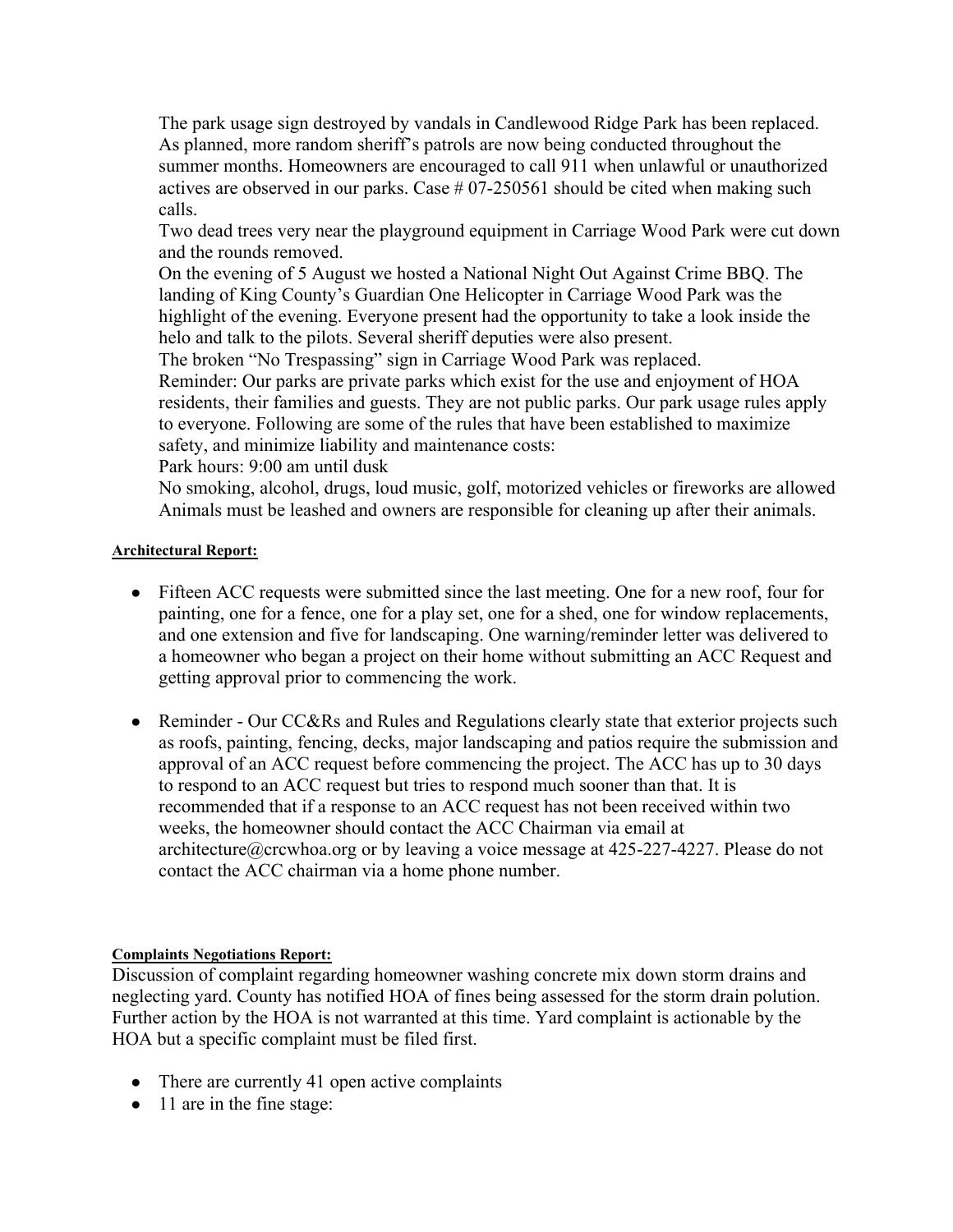The park usage sign destroyed by vandals in Candlewood Ridge Park has been replaced. As planned, more random sheriff's patrols are now being conducted throughout the summer months. Homeowners are encouraged to call 911 when unlawful or unauthorized actives are observed in our parks. Case # 07-250561 should be cited when making such calls.

Two dead trees very near the playground equipment in Carriage Wood Park were cut down and the rounds removed.

On the evening of 5 August we hosted a National Night Out Against Crime BBQ. The landing of King County's Guardian One Helicopter in Carriage Wood Park was the highlight of the evening. Everyone present had the opportunity to take a look inside the helo and talk to the pilots. Several sheriff deputies were also present.

The broken "No Trespassing" sign in Carriage Wood Park was replaced.

Reminder: Our parks are private parks which exist for the use and enjoyment of HOA residents, their families and guests. They are not public parks. Our park usage rules apply to everyone. Following are some of the rules that have been established to maximize safety, and minimize liability and maintenance costs:

Park hours: 9:00 am until dusk

No smoking, alcohol, drugs, loud music, golf, motorized vehicles or fireworks are allowed

Animals must be leashed and owners are responsible for cleaning up after their animals.

**Architectural Report:**

- Fifteen ACC requests were submitted since the last meeting. One for a new roof, four for painting, one for a fence, one for a play set, one for a shed, one for window replacements, and one extension and five for landscaping. One warning/reminder letter was delivered to a homeowner who began a project on their home without submitting an ACC Request and getting approval prior to commencing the work.

- Reminder - Our CC&Rs and Rules and Regulations clearly state that exterior projects such as roofs, painting, fencing, decks, major landscaping and patios require the submission and approval of an ACC request before commencing the project. The ACC has up to 30 days to respond to an ACC request but tries to respond much sooner than that. It is recommended that if a response to an ACC request has not been received within two weeks, the homeowner should contact the ACC Chairman via email at architecture@crcwhoa.org or by leaving a voice message at 425-227-4227. Please do not contact the ACC chairman via a home phone number.

**Complaints Negotiations Report:**

Discussion of complaint regarding homeowner washing concrete mix down storm drains and neglecting yard. County has notified HOA of fines being assessed for the storm drain polution. Further action by the HOA is not warranted at this time. Yard complaint is actionable by the HOA but a specific complaint must be filed first.

- There are currently 41 open active complaints
- 11 are in the fine stage: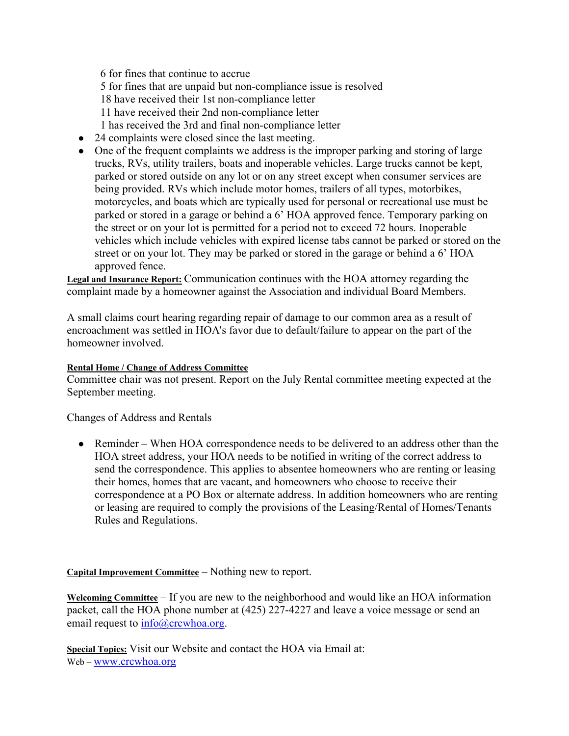6 for fines that continue to accrue
5 for fines that are unpaid but non-compliance issue is resolved
18 have received their 1st non-compliance letter
11 have received their 2nd non-compliance letter
1 has received the 3rd and final non-compliance letter

- 24 complaints were closed since the last meeting.
- One of the frequent complaints we address is the improper parking and storing of large trucks, RVs, utility trailers, boats and inoperable vehicles. Large trucks cannot be kept, parked or stored outside on any lot or on any street except when consumer services are being provided. RVs which include motor homes, trailers of all types, motorbikes, motorcycles, and boats which are typically used for personal or recreational use must be parked or stored in a garage or behind a 6' HOA approved fence. Temporary parking on the street or on your lot is permitted for a period not to exceed 72 hours. Inoperable vehicles which include vehicles with expired license tabs cannot be parked or stored on the street or on your lot. They may be parked or stored in the garage or behind a 6' HOA approved fence.

**Legal and Insurance Report:** Communication continues with the HOA attorney regarding the complaint made by a homeowner against the Association and individual Board Members.

A small claims court hearing regarding repair of damage to our common area as a result of encroachment was settled in HOA's favor due to default/failure to appear on the part of the homeowner involved.

**Rental Home / Change of Address Committee**

Committee chair was not present. Report on the July Rental committee meeting expected at the September meeting.

Changes of Address and Rentals

- Reminder – When HOA correspondence needs to be delivered to an address other than the HOA street address, your HOA needs to be notified in writing of the correct address to send the correspondence. This applies to absentee homeowners who are renting or leasing their homes, homes that are vacant, and homeowners who choose to receive their correspondence at a PO Box or alternate address. In addition homeowners who are renting or leasing are required to comply the provisions of the Leasing/Rental of Homes/Tenants Rules and Regulations.

**Capital Improvement Committee** – Nothing new to report.

**Welcoming Committee** – If you are new to the neighborhood and would like an HOA information packet, call the HOA phone number at (425) 227-4227 and leave a voice message or send an email request to info@crcwhoa.org.

**Special Topics:** Visit our Website and contact the HOA via Email at:
Web – www.crcwhoa.org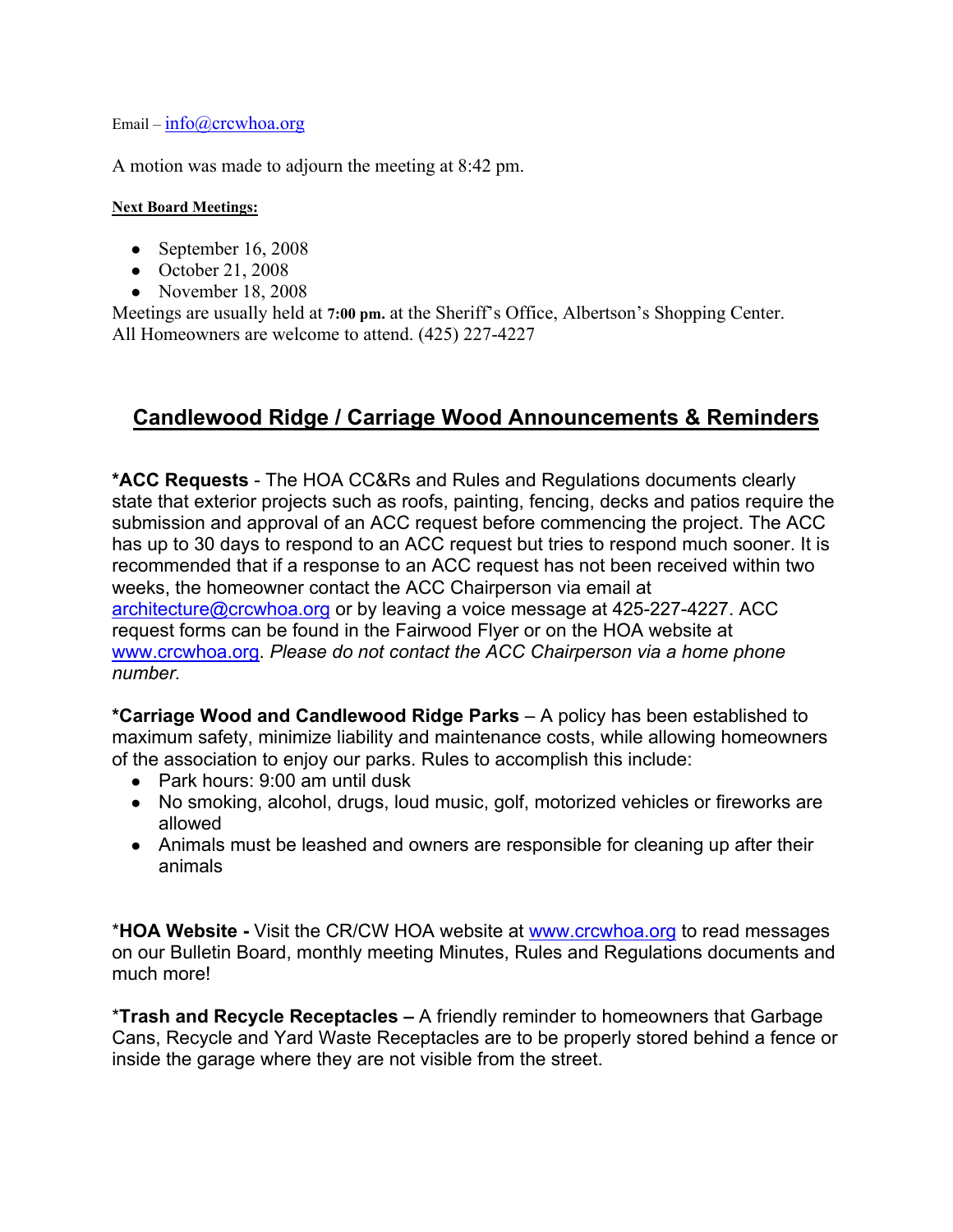Email – info@crcwhoa.org

A motion was made to adjourn the meeting at 8:42 pm.

**Next Board Meetings:**

- September 16, 2008
- October 21, 2008
- November 18, 2008

Meetings are usually held at **7:00 pm.** at the Sheriff's Office, Albertson's Shopping Center. All Homeowners are welcome to attend. (425) 227-4227

## Candlewood Ridge / Carriage Wood Announcements & Reminders

***ACC Requests** - The HOA CC&Rs and Rules and Regulations documents clearly state that exterior projects such as roofs, painting, fencing, decks and patios require the submission and approval of an ACC request before commencing the project. The ACC has up to 30 days to respond to an ACC request but tries to respond much sooner. It is recommended that if a response to an ACC request has not been received within two weeks, the homeowner contact the ACC Chairperson via email at architecture@crcwhoa.org or by leaving a voice message at 425-227-4227. ACC request forms can be found in the Fairwood Flyer or on the HOA website at www.crcwhoa.org. *Please do not contact the ACC Chairperson via a home phone number.*

***Carriage Wood and Candlewood Ridge Parks** – A policy has been established to maximum safety, minimize liability and maintenance costs, while allowing homeowners of the association to enjoy our parks. Rules to accomplish this include:

- Park hours: 9:00 am until dusk
- No smoking, alcohol, drugs, loud music, golf, motorized vehicles or fireworks are allowed
- Animals must be leashed and owners are responsible for cleaning up after their animals

***HOA Website -** Visit the CR/CW HOA website at www.crcwhoa.org to read messages on our Bulletin Board, monthly meeting Minutes, Rules and Regulations documents and much more!

***Trash and Recycle Receptacles –** A friendly reminder to homeowners that Garbage Cans, Recycle and Yard Waste Receptacles are to be properly stored behind a fence or inside the garage where they are not visible from the street.